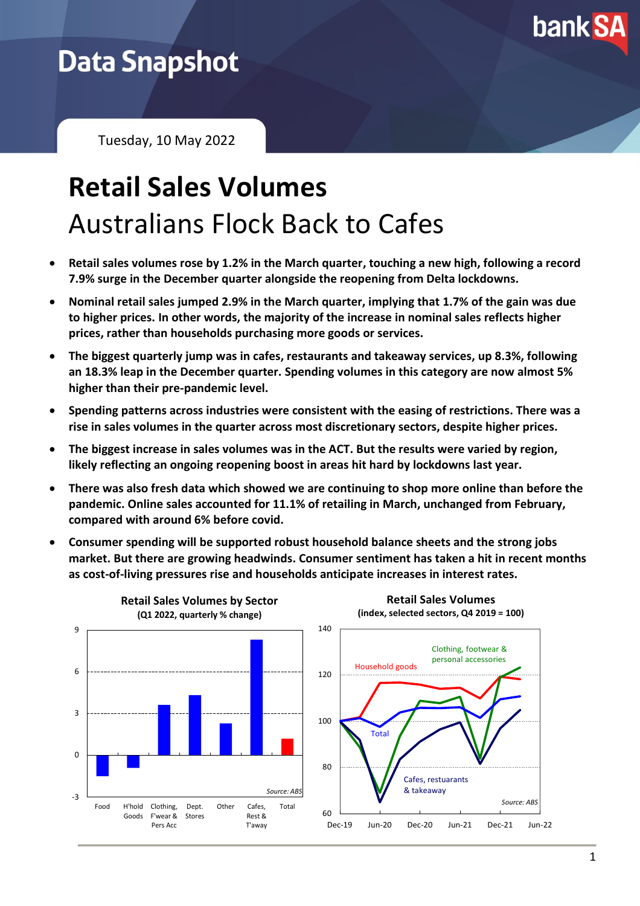Data Snapshot

Tuesday, 10 May 2022

# Retail Sales Volumes

## Australians Flock Back to Cafes

- **Retail sales volumes rose by 1.2% in the March quarter, touching a new high, following a record 7.9% surge in the December quarter alongside the reopening from Delta lockdowns.**
- **Nominal retail sales jumped 2.9% in the March quarter, implying that 1.7% of the gain was due to higher prices. In other words, the majority of the increase in nominal sales reflects higher prices, rather than households purchasing more goods or services.**
- **The biggest quarterly jump was in cafes, restaurants and takeaway services, up 8.3%, following an 18.3% leap in the December quarter. Spending volumes in this category are now almost 5% higher than their pre-pandemic level.**
- **Spending patterns across industries were consistent with the easing of restrictions. There was a rise in sales volumes in the quarter across most discretionary sectors, despite higher prices.**
- **The biggest increase in sales volumes was in the ACT. But the results were varied by region, likely reflecting an ongoing reopening boost in areas hit hard by lockdowns last year.**
- **There was also fresh data which showed we are continuing to shop more online than before the pandemic. Online sales accounted for 11.1% of retailing in March, unchanged from February, compared with around 6% before covid.**
- **Consumer spending will be supported robust household balance sheets and the strong jobs market. But there are growing headwinds. Consumer sentiment has taken a hit in recent months as cost-of-living pressures rise and households anticipate increases in interest rates.**

**Retail Sales Volumes by Sector**
**(Q1 2022, quarterly % change)**

9
6
3
0
-3

Food
H'hold Goods
Clothing, F'wear & Pers Acc
Dept. Stores
Other
Cafes, Rest & T'away
Total

Source: ABS

**Retail Sales Volumes**
**(index, selected sectors, Q4 2019 = 100)**

140
120
100
80
60

Dec-19
Jun-20
Dec-20
Jun-21
Dec-21
Jun-22

Household goods
Clothing, footwear & personal accessories
Total
Cafes, restuarants & takeaway

Source: ABS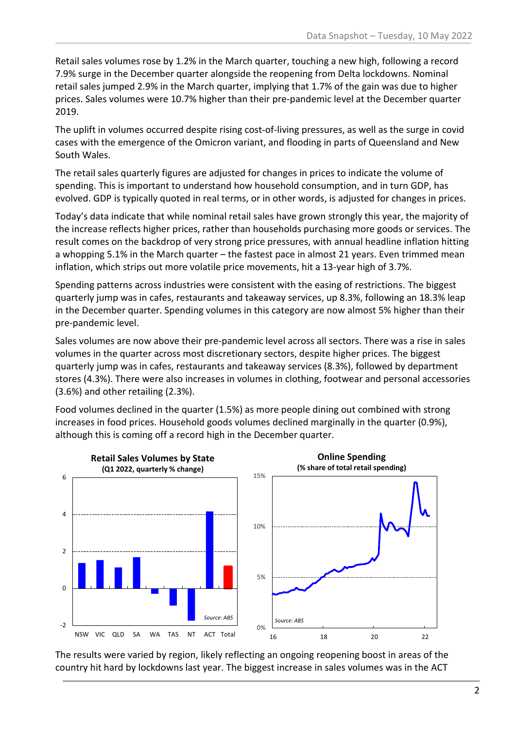Retail sales volumes rose by 1.2% in the March quarter, touching a new high, following a record 7.9% surge in the December quarter alongside the reopening from Delta lockdowns. Nominal retail sales jumped 2.9% in the March quarter, implying that 1.7% of the gain was due to higher prices. Sales volumes were 10.7% higher than their pre-pandemic level at the December quarter 2019.

The uplift in volumes occurred despite rising cost-of-living pressures, as well as the surge in covid cases with the emergence of the Omicron variant, and flooding in parts of Queensland and New South Wales.

The retail sales quarterly figures are adjusted for changes in prices to indicate the volume of spending. This is important to understand how household consumption, and in turn GDP, has evolved. GDP is typically quoted in real terms, or in other words, is adjusted for changes in prices.

Today's data indicate that while nominal retail sales have grown strongly this year, the majority of the increase reflects higher prices, rather than households purchasing more goods or services. The result comes on the backdrop of very strong price pressures, with annual headline inflation hitting a whopping 5.1% in the March quarter – the fastest pace in almost 21 years. Even trimmed mean inflation, which strips out more volatile price movements, hit a 13-year high of 3.7%.

Spending patterns across industries were consistent with the easing of restrictions. The biggest quarterly jump was in cafes, restaurants and takeaway services, up 8.3%, following an 18.3% leap in the December quarter. Spending volumes in this category are now almost 5% higher than their pre-pandemic level.

Sales volumes are now above their pre-pandemic level across all sectors. There was a rise in sales volumes in the quarter across most discretionary sectors, despite higher prices. The biggest quarterly jump was in cafes, restaurants and takeaway services (8.3%), followed by department stores (4.3%). There were also increases in volumes in clothing, footwear and personal accessories (3.6%) and other retailing (2.3%).

Food volumes declined in the quarter (1.5%) as more people dining out combined with strong increases in food prices. Household goods volumes declined marginally in the quarter (0.9%), although this is coming off a record high in the December quarter.

**Retail Sales Volumes by State**
**(Q1 2022, quarterly % change)**

*Source: ABS*

**Online Spending**
**(% share of total retail spending)**

*Source: ABS*

The results were varied by region, likely reflecting an ongoing reopening boost in areas of the country hit hard by lockdowns last year. The biggest increase in sales volumes was in the ACT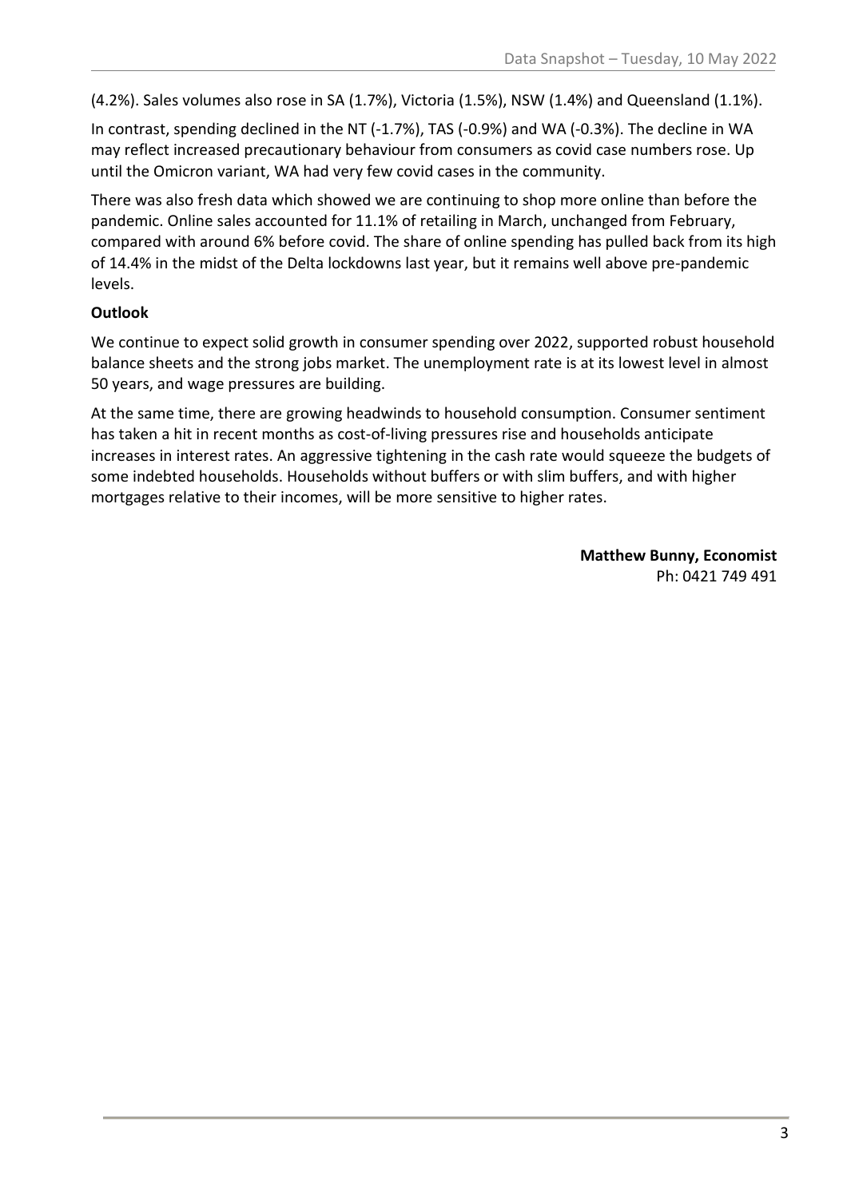(4.2%). Sales volumes also rose in SA (1.7%), Victoria (1.5%), NSW (1.4%) and Queensland (1.1%).

In contrast, spending declined in the NT (-1.7%), TAS (-0.9%) and WA (-0.3%). The decline in WA may reflect increased precautionary behaviour from consumers as covid case numbers rose. Up until the Omicron variant, WA had very few covid cases in the community.

There was also fresh data which showed we are continuing to shop more online than before the pandemic. Online sales accounted for 11.1% of retailing in March, unchanged from February, compared with around 6% before covid. The share of online spending has pulled back from its high of 14.4% in the midst of the Delta lockdowns last year, but it remains well above pre-pandemic levels.

**Outlook**

We continue to expect solid growth in consumer spending over 2022, supported robust household balance sheets and the strong jobs market. The unemployment rate is at its lowest level in almost 50 years, and wage pressures are building.

At the same time, there are growing headwinds to household consumption. Consumer sentiment has taken a hit in recent months as cost-of-living pressures rise and households anticipate increases in interest rates. An aggressive tightening in the cash rate would squeeze the budgets of some indebted households. Households without buffers or with slim buffers, and with higher mortgages relative to their incomes, will be more sensitive to higher rates.

**Matthew Bunny, Economist**
Ph: 0421 749 491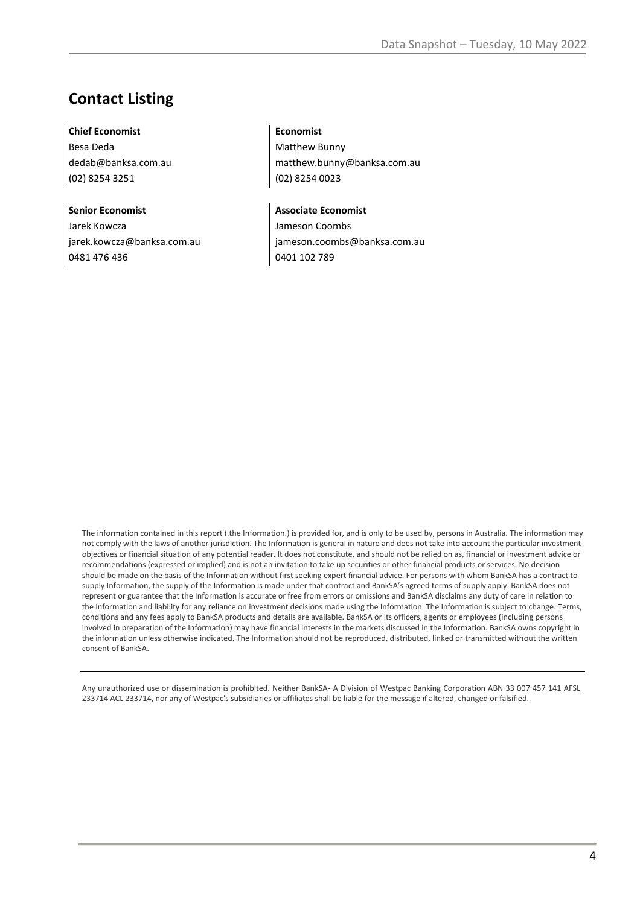## Contact Listing

**Chief Economist**
Besa Deda
dedab@banksa.com.au
(02) 8254 3251

**Senior Economist**
Jarek Kowcza
jarek.kowcza@banksa.com.au
0481 476 436

**Economist**
Matthew Bunny
matthew.bunny@banksa.com.au
(02) 8254 0023

**Associate Economist**
Jameson Coombs
jameson.coombs@banksa.com.au
0401 102 789

The information contained in this report (.the Information.) is provided for, and is only to be used by, persons in Australia. The information may not comply with the laws of another jurisdiction. The Information is general in nature and does not take into account the particular investment objectives or financial situation of any potential reader. It does not constitute, and should not be relied on as, financial or investment advice or recommendations (expressed or implied) and is not an invitation to take up securities or other financial products or services. No decision should be made on the basis of the Information without first seeking expert financial advice. For persons with whom BankSA has a contract to supply Information, the supply of the Information is made under that contract and BankSA's agreed terms of supply apply. BankSA does not represent or guarantee that the Information is accurate or free from errors or omissions and BankSA disclaims any duty of care in relation to the Information and liability for any reliance on investment decisions made using the Information. The Information is subject to change. Terms, conditions and any fees apply to BankSA products and details are available. BankSA or its officers, agents or employees (including persons involved in preparation of the Information) may have financial interests in the markets discussed in the Information. BankSA owns copyright in the information unless otherwise indicated. The Information should not be reproduced, distributed, linked or transmitted without the written consent of BankSA.

---

Any unauthorized use or dissemination is prohibited. Neither BankSA- A Division of Westpac Banking Corporation ABN 33 007 457 141 AFSL 233714 ACL 233714, nor any of Westpac's subsidiaries or affiliates shall be liable for the message if altered, changed or falsified.